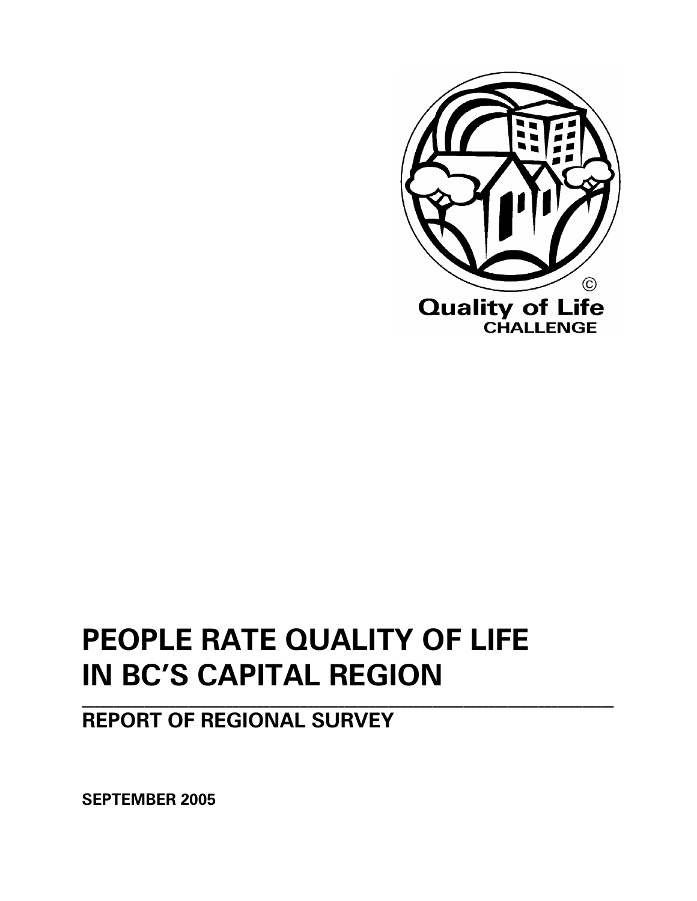©
Quality of Life
CHALLENGE

# PEOPLE RATE QUALITY OF LIFE IN BC'S CAPITAL REGION

## REPORT OF REGIONAL SURVEY

**SEPTEMBER 2005**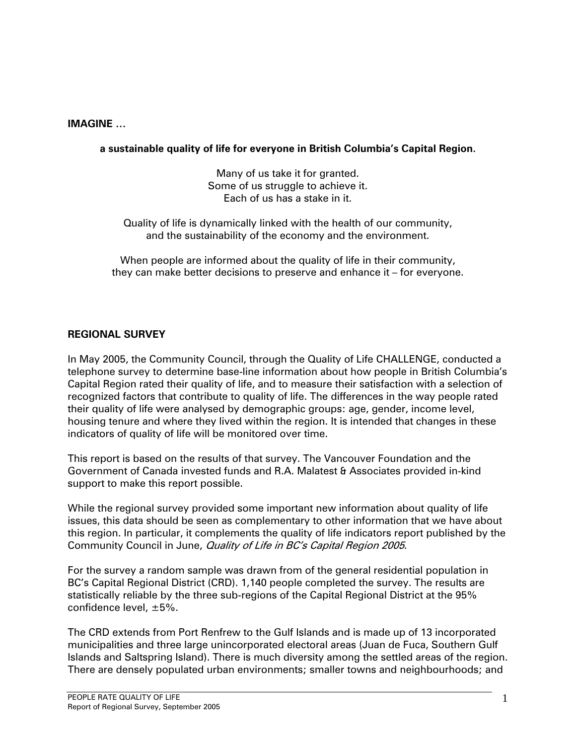**IMAGINE …**

**a sustainable quality of life for everyone in British Columbia's Capital Region.**

Many of us take it for granted.
Some of us struggle to achieve it.
Each of us has a stake in it.

Quality of life is dynamically linked with the health of our community,
and the sustainability of the economy and the environment.

When people are informed about the quality of life in their community,
they can make better decisions to preserve and enhance it – for everyone.

## REGIONAL SURVEY

In May 2005, the Community Council, through the Quality of Life CHALLENGE, conducted a telephone survey to determine base-line information about how people in British Columbia's Capital Region rated their quality of life, and to measure their satisfaction with a selection of recognized factors that contribute to quality of life. The differences in the way people rated their quality of life were analysed by demographic groups: age, gender, income level, housing tenure and where they lived within the region. It is intended that changes in these indicators of quality of life will be monitored over time.

This report is based on the results of that survey. The Vancouver Foundation and the Government of Canada invested funds and R.A. Malatest & Associates provided in-kind support to make this report possible.

While the regional survey provided some important new information about quality of life issues, this data should be seen as complementary to other information that we have about this region. In particular, it complements the quality of life indicators report published by the Community Council in June, *Quality of Life in BC's Capital Region 2005*.

For the survey a random sample was drawn from of the general residential population in BC's Capital Regional District (CRD). 1,140 people completed the survey. The results are statistically reliable by the three sub-regions of the Capital Regional District at the 95% confidence level, ±5%.

The CRD extends from Port Renfrew to the Gulf Islands and is made up of 13 incorporated municipalities and three large unincorporated electoral areas (Juan de Fuca, Southern Gulf Islands and Saltspring Island). There is much diversity among the settled areas of the region. There are densely populated urban environments; smaller towns and neighbourhoods; and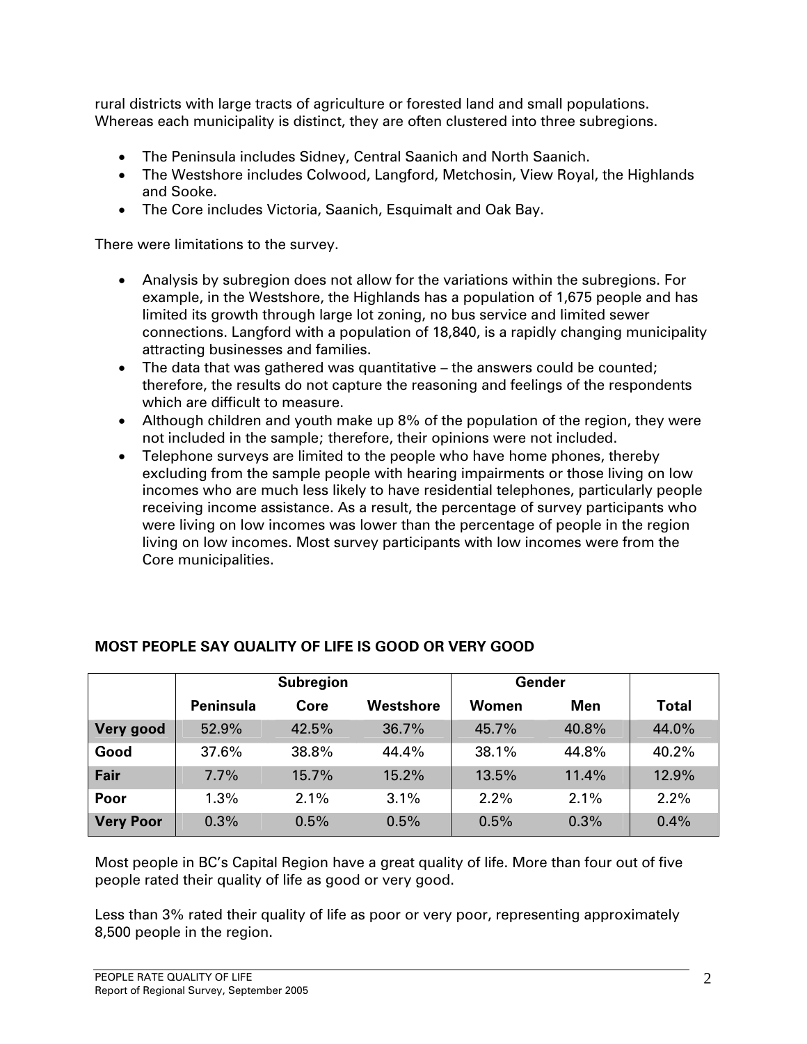rural districts with large tracts of agriculture or forested land and small populations. Whereas each municipality is distinct, they are often clustered into three subregions.

- The Peninsula includes Sidney, Central Saanich and North Saanich.
- The Westshore includes Colwood, Langford, Metchosin, View Royal, the Highlands and Sooke.
- The Core includes Victoria, Saanich, Esquimalt and Oak Bay.

There were limitations to the survey.

- Analysis by subregion does not allow for the variations within the subregions. For example, in the Westshore, the Highlands has a population of 1,675 people and has limited its growth through large lot zoning, no bus service and limited sewer connections. Langford with a population of 18,840, is a rapidly changing municipality attracting businesses and families.
- The data that was gathered was quantitative – the answers could be counted; therefore, the results do not capture the reasoning and feelings of the respondents which are difficult to measure.
- Although children and youth make up 8% of the population of the region, they were not included in the sample; therefore, their opinions were not included.
- Telephone surveys are limited to the people who have home phones, thereby excluding from the sample people with hearing impairments or those living on low incomes who are much less likely to have residential telephones, particularly people receiving income assistance. As a result, the percentage of survey participants who were living on low incomes was lower than the percentage of people in the region living on low incomes. Most survey participants with low incomes were from the Core municipalities.

## MOST PEOPLE SAY QUALITY OF LIFE IS GOOD OR VERY GOOD

| | Subregion | | | Gender | | |
|---|---|---|---|---|---|---|
| | **Peninsula** | **Core** | **Westshore** | **Women** | **Men** | **Total** |
| **Very good** | 52.9% | 42.5% | 36.7% | 45.7% | 40.8% | 44.0% |
| **Good** | 37.6% | 38.8% | 44.4% | 38.1% | 44.8% | 40.2% |
| **Fair** | 7.7% | 15.7% | 15.2% | 13.5% | 11.4% | 12.9% |
| **Poor** | 1.3% | 2.1% | 3.1% | 2.2% | 2.1% | 2.2% |
| **Very Poor** | 0.3% | 0.5% | 0.5% | 0.5% | 0.3% | 0.4% |

Most people in BC's Capital Region have a great quality of life. More than four out of five people rated their quality of life as good or very good.

Less than 3% rated their quality of life as poor or very poor, representing approximately 8,500 people in the region.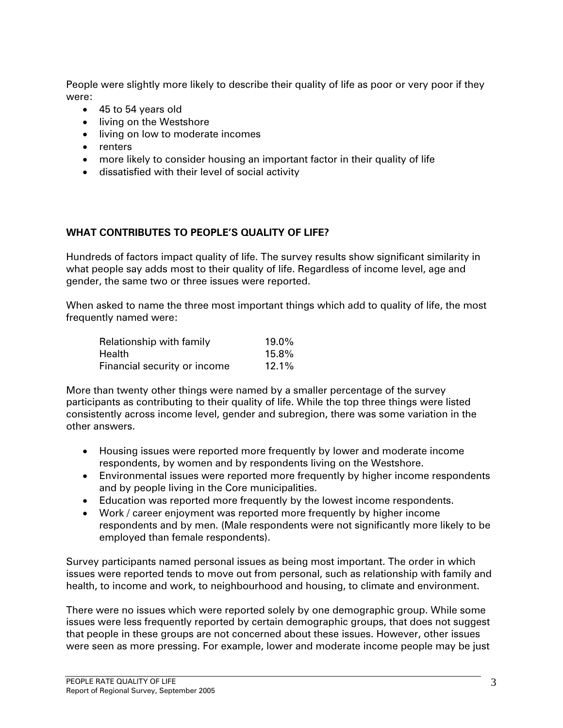People were slightly more likely to describe their quality of life as poor or very poor if they were:

- 45 to 54 years old
- living on the Westshore
- living on low to moderate incomes
- renters
- more likely to consider housing an important factor in their quality of life
- dissatisfied with their level of social activity

## WHAT CONTRIBUTES TO PEOPLE'S QUALITY OF LIFE?

Hundreds of factors impact quality of life. The survey results show significant similarity in what people say adds most to their quality of life. Regardless of income level, age and gender, the same two or three issues were reported.

When asked to name the three most important things which add to quality of life, the most frequently named were:

| | |
|---|---|
| Relationship with family | 19.0% |
| Health | 15.8% |
| Financial security or income | 12.1% |

More than twenty other things were named by a smaller percentage of the survey participants as contributing to their quality of life. While the top three things were listed consistently across income level, gender and subregion, there was some variation in the other answers.

- Housing issues were reported more frequently by lower and moderate income respondents, by women and by respondents living on the Westshore.
- Environmental issues were reported more frequently by higher income respondents and by people living in the Core municipalities.
- Education was reported more frequently by the lowest income respondents.
- Work / career enjoyment was reported more frequently by higher income respondents and by men. (Male respondents were not significantly more likely to be employed than female respondents).

Survey participants named personal issues as being most important. The order in which issues were reported tends to move out from personal, such as relationship with family and health, to income and work, to neighbourhood and housing, to climate and environment.

There were no issues which were reported solely by one demographic group. While some issues were less frequently reported by certain demographic groups, that does not suggest that people in these groups are not concerned about these issues. However, other issues were seen as more pressing. For example, lower and moderate income people may be just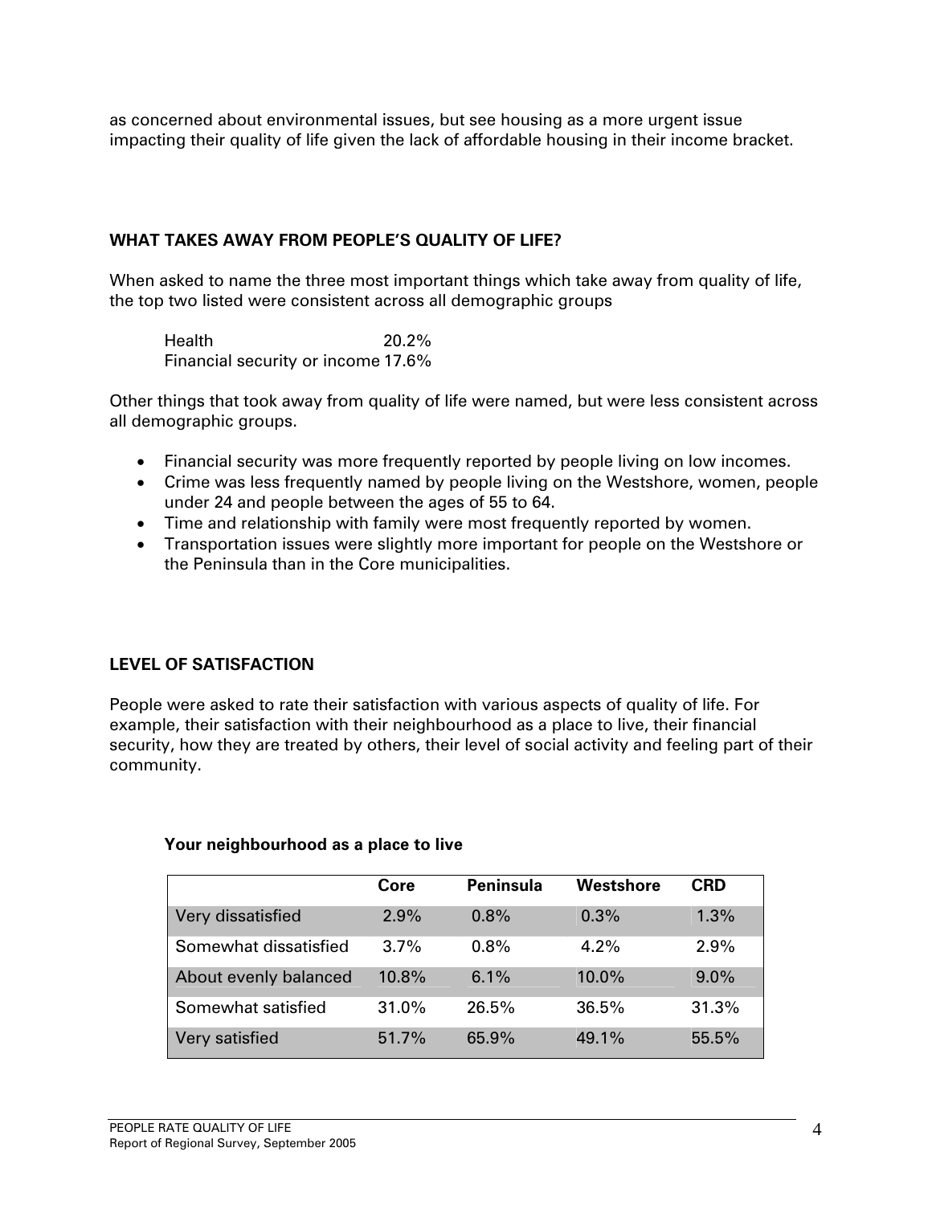as concerned about environmental issues, but see housing as a more urgent issue impacting their quality of life given the lack of affordable housing in their income bracket.

### WHAT TAKES AWAY FROM PEOPLE'S QUALITY OF LIFE?

When asked to name the three most important things which take away from quality of life, the top two listed were consistent across all demographic groups

Health 20.2%
Financial security or income 17.6%

Other things that took away from quality of life were named, but were less consistent across all demographic groups.

- Financial security was more frequently reported by people living on low incomes.
- Crime was less frequently named by people living on the Westshore, women, people under 24 and people between the ages of 55 to 64.
- Time and relationship with family were most frequently reported by women.
- Transportation issues were slightly more important for people on the Westshore or the Peninsula than in the Core municipalities.

### LEVEL OF SATISFACTION

People were asked to rate their satisfaction with various aspects of quality of life. For example, their satisfaction with their neighbourhood as a place to live, their financial security, how they are treated by others, their level of social activity and feeling part of their community.

**Your neighbourhood as a place to live**

| | Core | Peninsula | Westshore | CRD |
|---|---|---|---|---|
| Very dissatisfied | 2.9% | 0.8% | 0.3% | 1.3% |
| Somewhat dissatisfied | 3.7% | 0.8% | 4.2% | 2.9% |
| About evenly balanced | 10.8% | 6.1% | 10.0% | 9.0% |
| Somewhat satisfied | 31.0% | 26.5% | 36.5% | 31.3% |
| Very satisfied | 51.7% | 65.9% | 49.1% | 55.5% |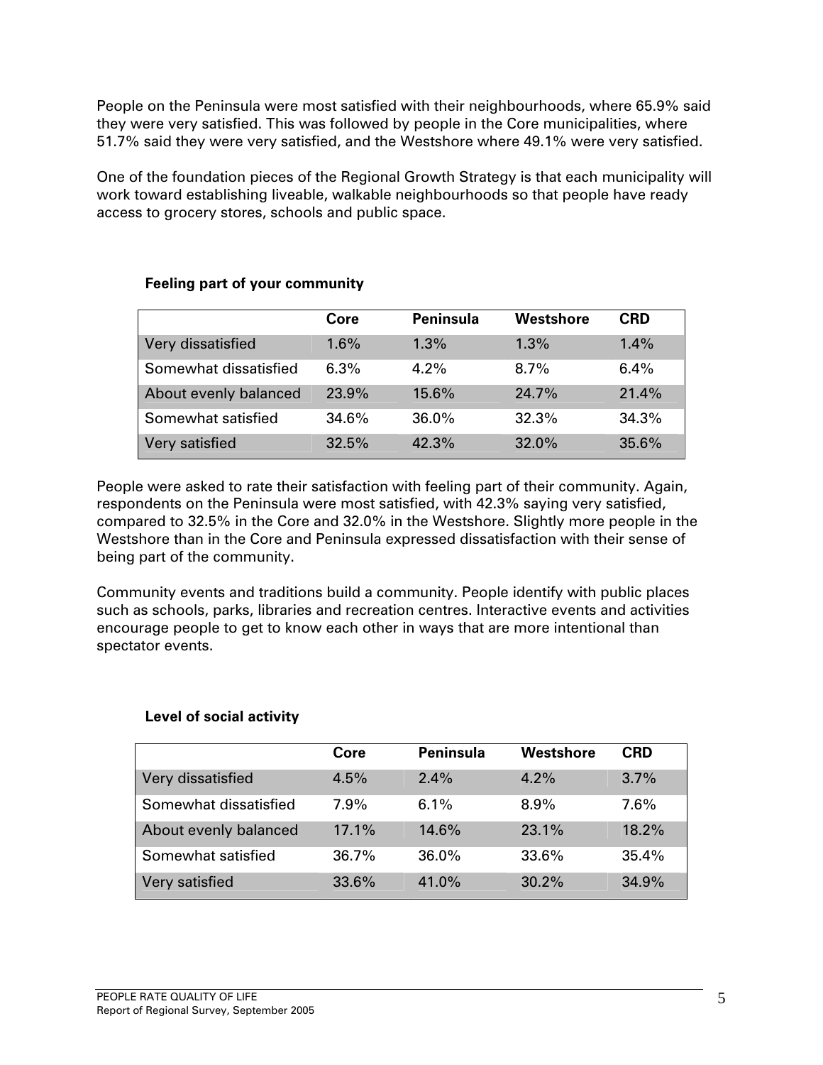People on the Peninsula were most satisfied with their neighbourhoods, where 65.9% said they were very satisfied. This was followed by people in the Core municipalities, where 51.7% said they were very satisfied, and the Westshore where 49.1% were very satisfied.

One of the foundation pieces of the Regional Growth Strategy is that each municipality will work toward establishing liveable, walkable neighbourhoods so that people have ready access to grocery stores, schools and public space.

**Feeling part of your community**

| | Core | Peninsula | Westshore | CRD |
|---|---|---|---|---|
| Very dissatisfied | 1.6% | 1.3% | 1.3% | 1.4% |
| Somewhat dissatisfied | 6.3% | 4.2% | 8.7% | 6.4% |
| About evenly balanced | 23.9% | 15.6% | 24.7% | 21.4% |
| Somewhat satisfied | 34.6% | 36.0% | 32.3% | 34.3% |
| Very satisfied | 32.5% | 42.3% | 32.0% | 35.6% |

People were asked to rate their satisfaction with feeling part of their community. Again, respondents on the Peninsula were most satisfied, with 42.3% saying very satisfied, compared to 32.5% in the Core and 32.0% in the Westshore. Slightly more people in the Westshore than in the Core and Peninsula expressed dissatisfaction with their sense of being part of the community.

Community events and traditions build a community. People identify with public places such as schools, parks, libraries and recreation centres. Interactive events and activities encourage people to get to know each other in ways that are more intentional than spectator events.

**Level of social activity**

| | Core | Peninsula | Westshore | CRD |
|---|---|---|---|---|
| Very dissatisfied | 4.5% | 2.4% | 4.2% | 3.7% |
| Somewhat dissatisfied | 7.9% | 6.1% | 8.9% | 7.6% |
| About evenly balanced | 17.1% | 14.6% | 23.1% | 18.2% |
| Somewhat satisfied | 36.7% | 36.0% | 33.6% | 35.4% |
| Very satisfied | 33.6% | 41.0% | 30.2% | 34.9% |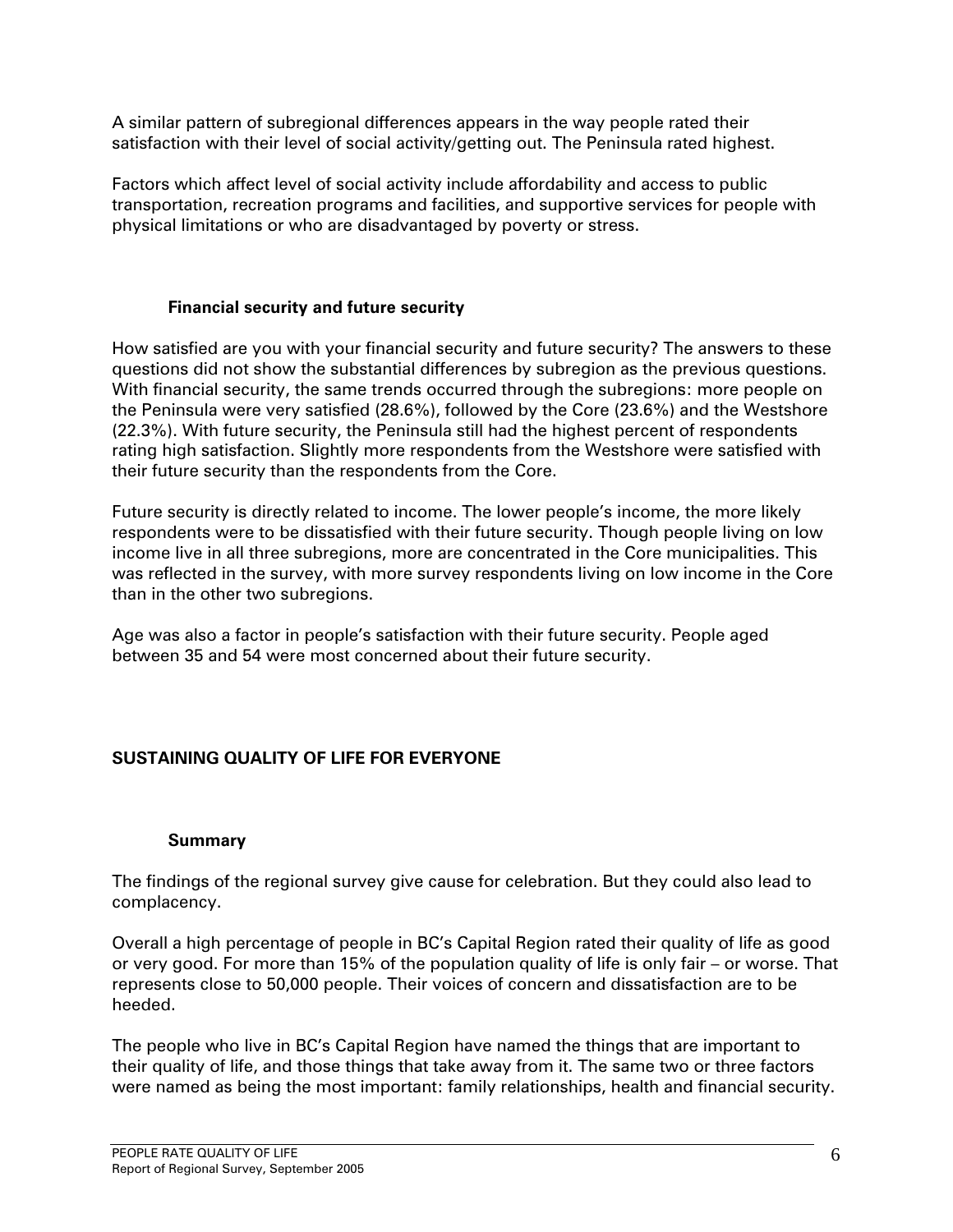A similar pattern of subregional differences appears in the way people rated their satisfaction with their level of social activity/getting out. The Peninsula rated highest.

Factors which affect level of social activity include affordability and access to public transportation, recreation programs and facilities, and supportive services for people with physical limitations or who are disadvantaged by poverty or stress.

### Financial security and future security

How satisfied are you with your financial security and future security? The answers to these questions did not show the substantial differences by subregion as the previous questions. With financial security, the same trends occurred through the subregions: more people on the Peninsula were very satisfied (28.6%), followed by the Core (23.6%) and the Westshore (22.3%). With future security, the Peninsula still had the highest percent of respondents rating high satisfaction. Slightly more respondents from the Westshore were satisfied with their future security than the respondents from the Core.

Future security is directly related to income. The lower people's income, the more likely respondents were to be dissatisfied with their future security. Though people living on low income live in all three subregions, more are concentrated in the Core municipalities. This was reflected in the survey, with more survey respondents living on low income in the Core than in the other two subregions.

Age was also a factor in people's satisfaction with their future security. People aged between 35 and 54 were most concerned about their future security.

## SUSTAINING QUALITY OF LIFE FOR EVERYONE

### Summary

The findings of the regional survey give cause for celebration. But they could also lead to complacency.

Overall a high percentage of people in BC's Capital Region rated their quality of life as good or very good. For more than 15% of the population quality of life is only fair – or worse. That represents close to 50,000 people. Their voices of concern and dissatisfaction are to be heeded.

The people who live in BC's Capital Region have named the things that are important to their quality of life, and those things that take away from it. The same two or three factors were named as being the most important: family relationships, health and financial security.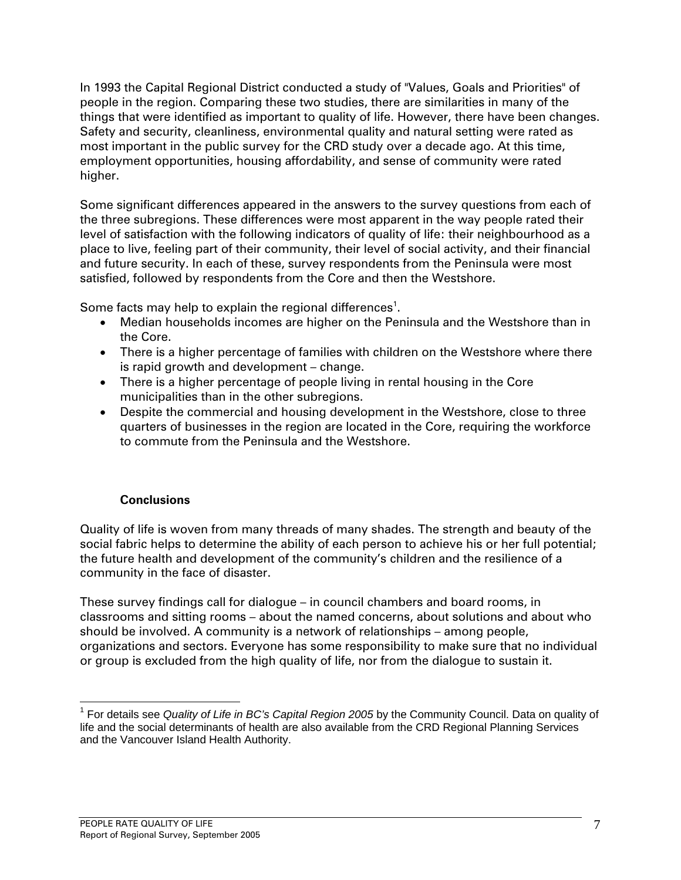In 1993 the Capital Regional District conducted a study of "Values, Goals and Priorities" of people in the region. Comparing these two studies, there are similarities in many of the things that were identified as important to quality of life. However, there have been changes. Safety and security, cleanliness, environmental quality and natural setting were rated as most important in the public survey for the CRD study over a decade ago. At this time, employment opportunities, housing affordability, and sense of community were rated higher.

Some significant differences appeared in the answers to the survey questions from each of the three subregions. These differences were most apparent in the way people rated their level of satisfaction with the following indicators of quality of life: their neighbourhood as a place to live, feeling part of their community, their level of social activity, and their financial and future security. In each of these, survey respondents from the Peninsula were most satisfied, followed by respondents from the Core and then the Westshore.

Some facts may help to explain the regional differences[1].

- Median households incomes are higher on the Peninsula and the Westshore than in the Core.
- There is a higher percentage of families with children on the Westshore where there is rapid growth and development – change.
- There is a higher percentage of people living in rental housing in the Core municipalities than in the other subregions.
- Despite the commercial and housing development in the Westshore, close to three quarters of businesses in the region are located in the Core, requiring the workforce to commute from the Peninsula and the Westshore.

## Conclusions

Quality of life is woven from many threads of many shades. The strength and beauty of the social fabric helps to determine the ability of each person to achieve his or her full potential; the future health and development of the community's children and the resilience of a community in the face of disaster.

These survey findings call for dialogue – in council chambers and board rooms, in classrooms and sitting rooms – about the named concerns, about solutions and about who should be involved. A community is a network of relationships – among people, organizations and sectors. Everyone has some responsibility to make sure that no individual or group is excluded from the high quality of life, nor from the dialogue to sustain it.

---

[1] For details see *Quality of Life in BC's Capital Region 2005* by the Community Council. Data on quality of life and the social determinants of health are also available from the CRD Regional Planning Services and the Vancouver Island Health Authority.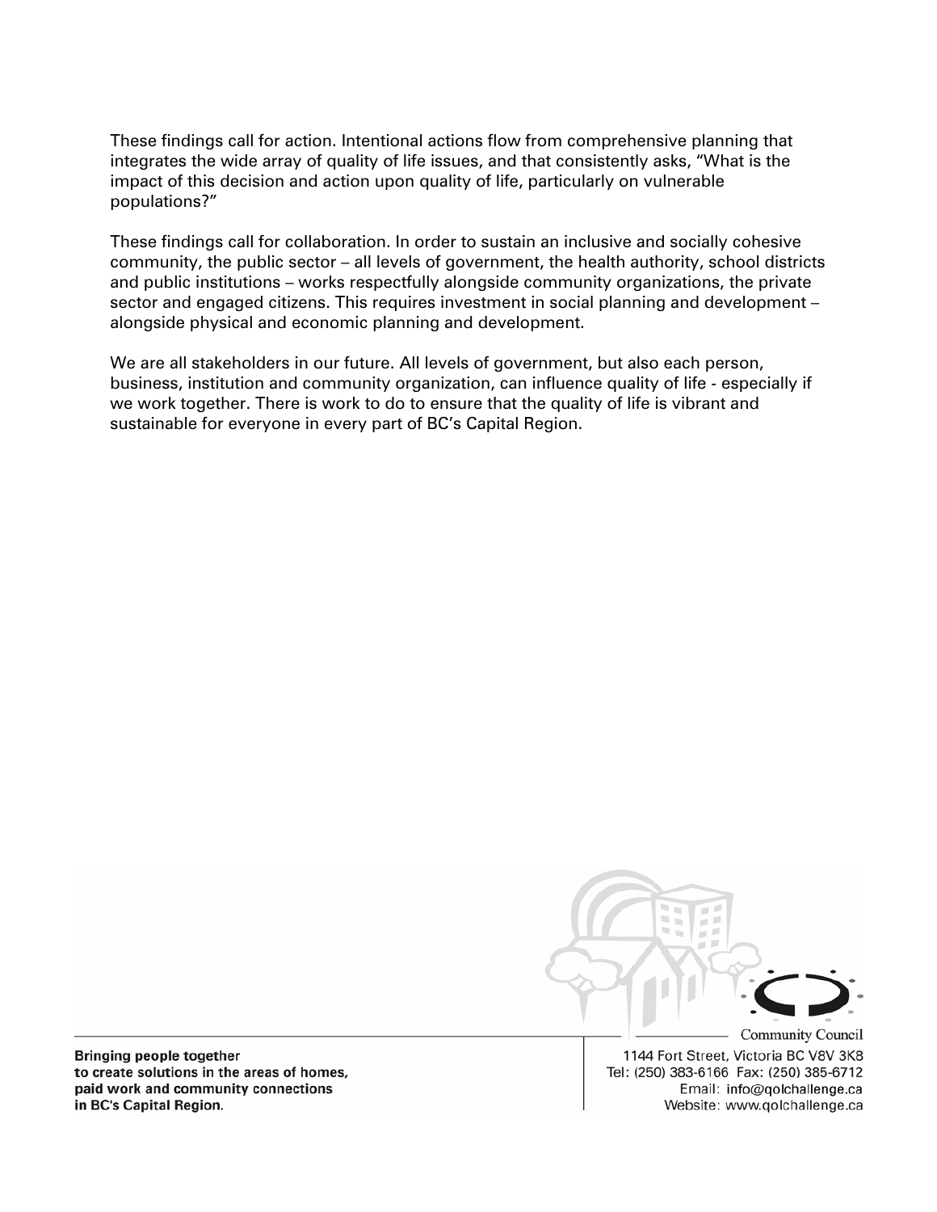These findings call for action. Intentional actions flow from comprehensive planning that integrates the wide array of quality of life issues, and that consistently asks, "What is the impact of this decision and action upon quality of life, particularly on vulnerable populations?"

These findings call for collaboration. In order to sustain an inclusive and socially cohesive community, the public sector – all levels of government, the health authority, school districts and public institutions – works respectfully alongside community organizations, the private sector and engaged citizens. This requires investment in social planning and development – alongside physical and economic planning and development.

We are all stakeholders in our future. All levels of government, but also each person, business, institution and community organization, can influence quality of life - especially if we work together. There is work to do to ensure that the quality of life is vibrant and sustainable for everyone in every part of BC's Capital Region.

Community Council

**Bringing people together to create solutions in the areas of homes, paid work and community connections in BC's Capital Region.**

1144 Fort Street, Victoria BC V8V 3K8
Tel: (250) 383-6166 Fax: (250) 385-6712
Email: info@qolchallenge.ca
Website: www.qolchallenge.ca